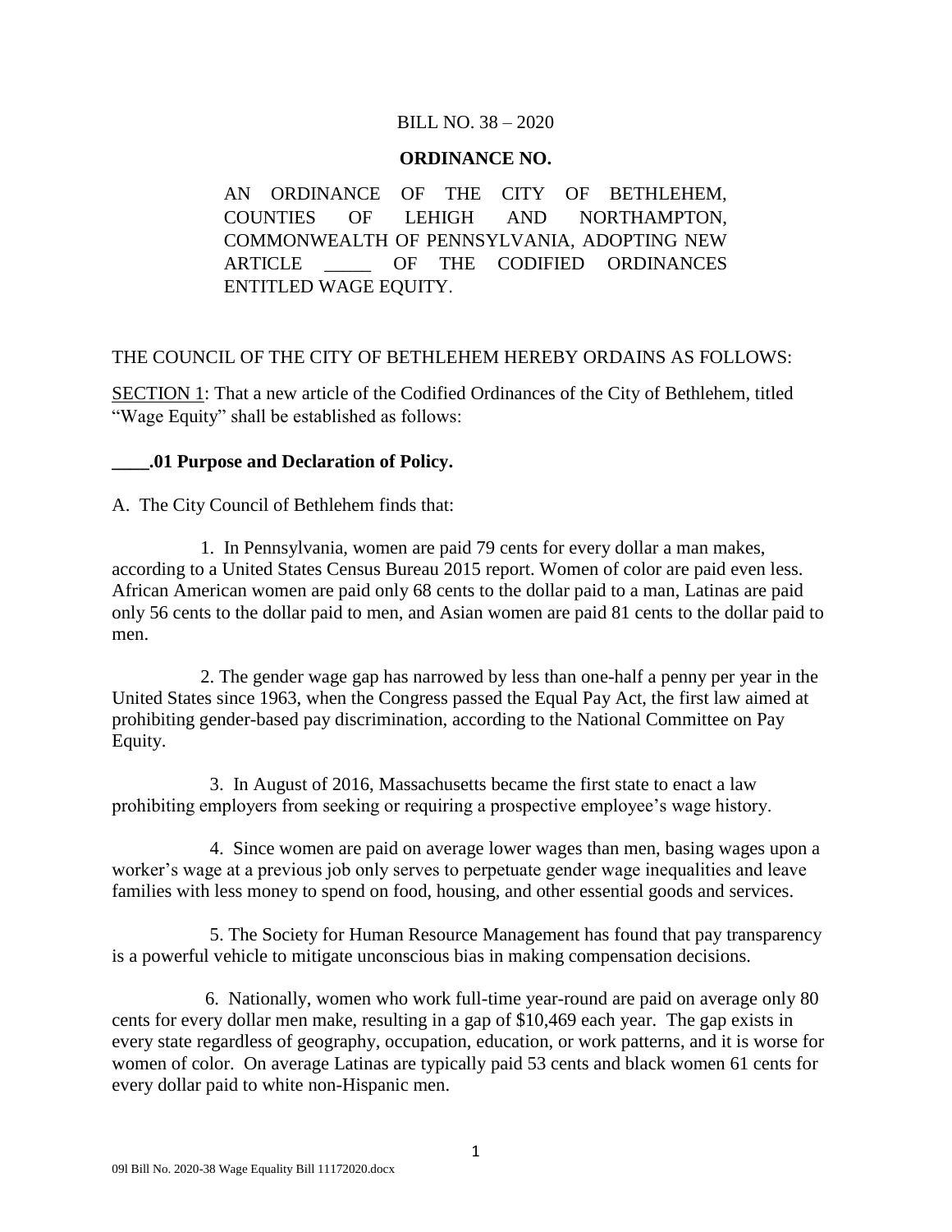BILL NO. 38 – 2020

**ORDINANCE NO.**

AN ORDINANCE OF THE CITY OF BETHLEHEM, COUNTIES OF LEHIGH AND NORTHAMPTON, COMMONWEALTH OF PENNSYLVANIA, ADOPTING NEW ARTICLE _____ OF THE CODIFIED ORDINANCES ENTITLED WAGE EQUITY.

THE COUNCIL OF THE CITY OF BETHLEHEM HEREBY ORDAINS AS FOLLOWS:

SECTION 1: That a new article of the Codified Ordinances of the City of Bethlehem, titled "Wage Equity" shall be established as follows:

**____.01 Purpose and Declaration of Policy.**

A. The City Council of Bethlehem finds that:

1. In Pennsylvania, women are paid 79 cents for every dollar a man makes, according to a United States Census Bureau 2015 report. Women of color are paid even less. African American women are paid only 68 cents to the dollar paid to a man, Latinas are paid only 56 cents to the dollar paid to men, and Asian women are paid 81 cents to the dollar paid to men.

2. The gender wage gap has narrowed by less than one-half a penny per year in the United States since 1963, when the Congress passed the Equal Pay Act, the first law aimed at prohibiting gender-based pay discrimination, according to the National Committee on Pay Equity.

3. In August of 2016, Massachusetts became the first state to enact a law prohibiting employers from seeking or requiring a prospective employee's wage history.

4. Since women are paid on average lower wages than men, basing wages upon a worker's wage at a previous job only serves to perpetuate gender wage inequalities and leave families with less money to spend on food, housing, and other essential goods and services.

5. The Society for Human Resource Management has found that pay transparency is a powerful vehicle to mitigate unconscious bias in making compensation decisions.

6. Nationally, women who work full-time year-round are paid on average only 80 cents for every dollar men make, resulting in a gap of $10,469 each year. The gap exists in every state regardless of geography, occupation, education, or work patterns, and it is worse for women of color. On average Latinas are typically paid 53 cents and black women 61 cents for every dollar paid to white non-Hispanic men.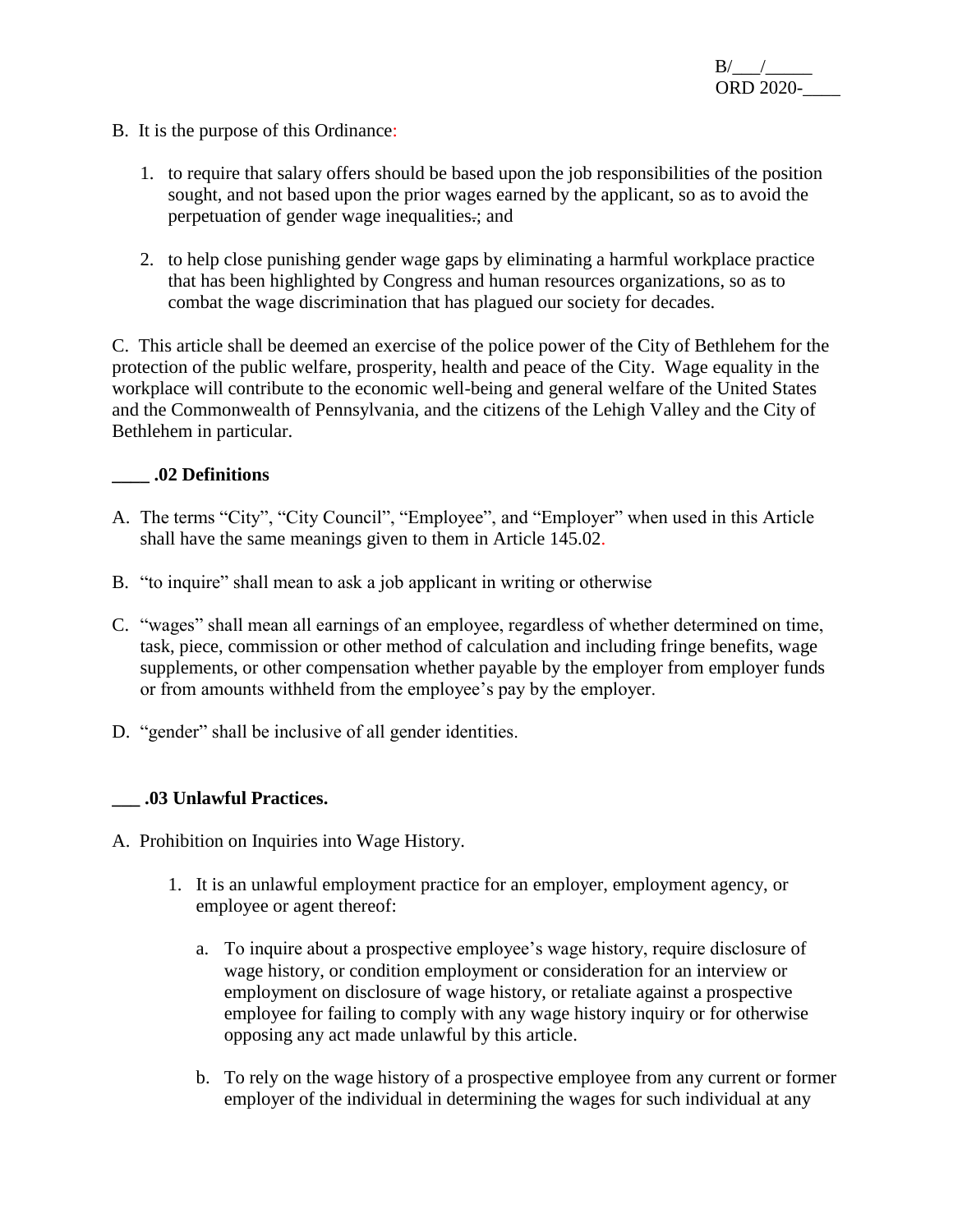B/___/_____
ORD 2020-____

B. It is the purpose of this Ordinance:

1. to require that salary offers should be based upon the job responsibilities of the position sought, and not based upon the prior wages earned by the applicant, so as to avoid the perpetuation of gender wage inequalities.; and

2. to help close punishing gender wage gaps by eliminating a harmful workplace practice that has been highlighted by Congress and human resources organizations, so as to combat the wage discrimination that has plagued our society for decades.

C. This article shall be deemed an exercise of the police power of the City of Bethlehem for the protection of the public welfare, prosperity, health and peace of the City. Wage equality in the workplace will contribute to the economic well-being and general welfare of the United States and the Commonwealth of Pennsylvania, and the citizens of the Lehigh Valley and the City of Bethlehem in particular.

**____ .02 Definitions**

A. The terms "City", "City Council", "Employee", and "Employer" when used in this Article shall have the same meanings given to them in Article 145.02.

B. "to inquire" shall mean to ask a job applicant in writing or otherwise

C. "wages" shall mean all earnings of an employee, regardless of whether determined on time, task, piece, commission or other method of calculation and including fringe benefits, wage supplements, or other compensation whether payable by the employer from employer funds or from amounts withheld from the employee's pay by the employer.

D. "gender" shall be inclusive of all gender identities.

**___ .03 Unlawful Practices.**

A. Prohibition on Inquiries into Wage History.

1. It is an unlawful employment practice for an employer, employment agency, or employee or agent thereof:

   a. To inquire about a prospective employee's wage history, require disclosure of wage history, or condition employment or consideration for an interview or employment on disclosure of wage history, or retaliate against a prospective employee for failing to comply with any wage history inquiry or for otherwise opposing any act made unlawful by this article.

   b. To rely on the wage history of a prospective employee from any current or former employer of the individual in determining the wages for such individual at any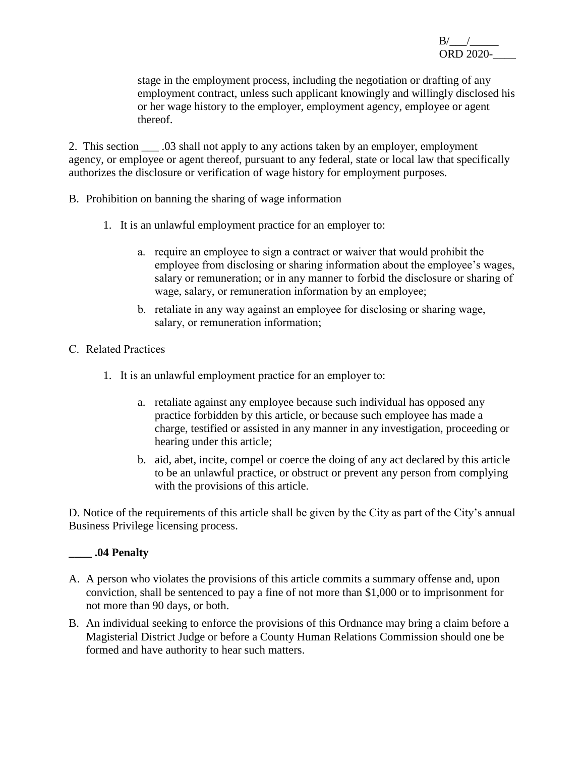stage in the employment process, including the negotiation or drafting of any employment contract, unless such applicant knowingly and willingly disclosed his or her wage history to the employer, employment agency, employee or agent thereof.

2. This section ___ .03 shall not apply to any actions taken by an employer, employment agency, or employee or agent thereof, pursuant to any federal, state or local law that specifically authorizes the disclosure or verification of wage history for employment purposes.

B. Prohibition on banning the sharing of wage information

1. It is an unlawful employment practice for an employer to:

   a. require an employee to sign a contract or waiver that would prohibit the employee from disclosing or sharing information about the employee's wages, salary or remuneration; or in any manner to forbid the disclosure or sharing of wage, salary, or remuneration information by an employee;

   b. retaliate in any way against an employee for disclosing or sharing wage, salary, or remuneration information;

C. Related Practices

1. It is an unlawful employment practice for an employer to:

   a. retaliate against any employee because such individual has opposed any practice forbidden by this article, or because such employee has made a charge, testified or assisted in any manner in any investigation, proceeding or hearing under this article;

   b. aid, abet, incite, compel or coerce the doing of any act declared by this article to be an unlawful practice, or obstruct or prevent any person from complying with the provisions of this article.

D. Notice of the requirements of this article shall be given by the City as part of the City's annual Business Privilege licensing process.

**____ .04 Penalty**

A. A person who violates the provisions of this article commits a summary offense and, upon conviction, shall be sentenced to pay a fine of not more than $1,000 or to imprisonment for not more than 90 days, or both.

B. An individual seeking to enforce the provisions of this Ordnance may bring a claim before a Magisterial District Judge or before a County Human Relations Commission should one be formed and have authority to hear such matters.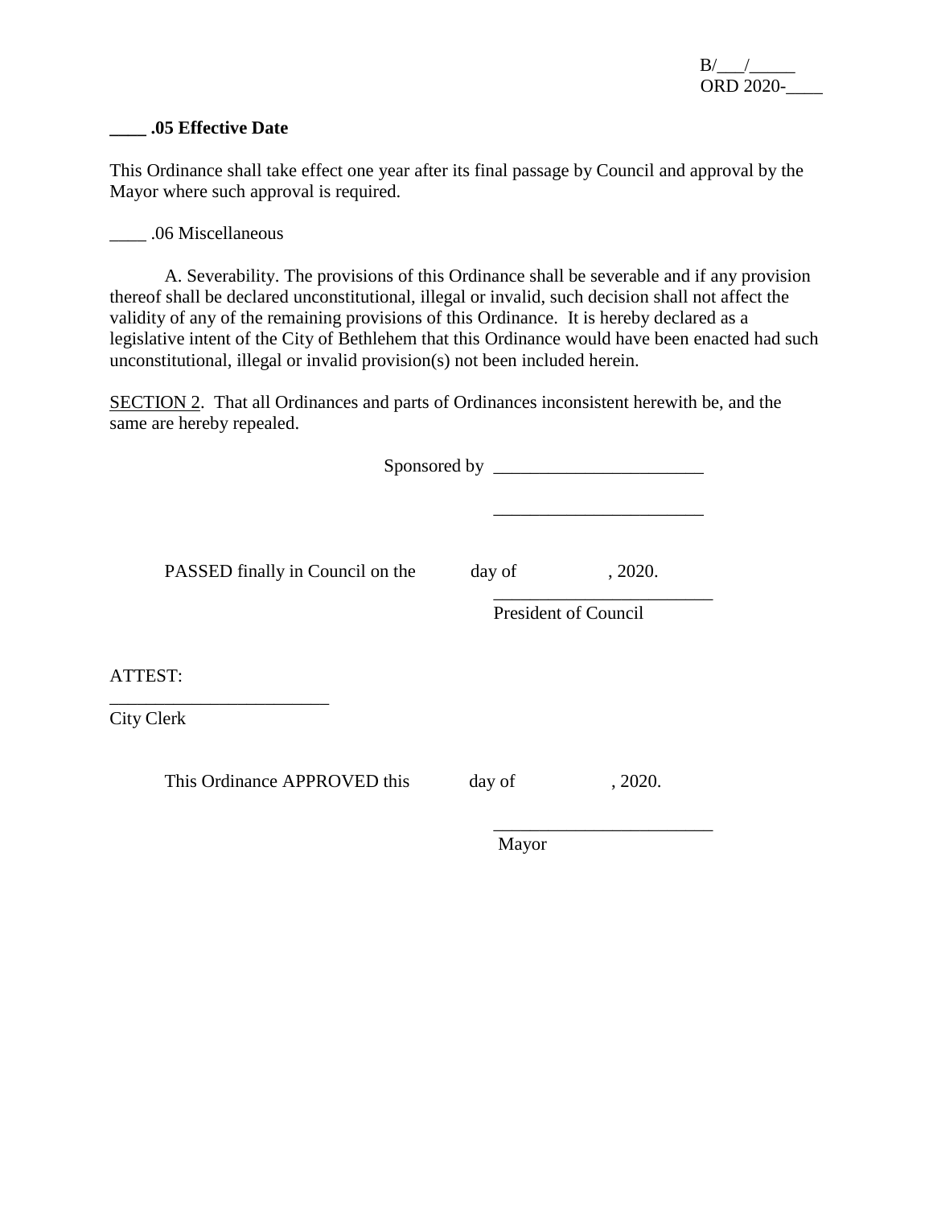B/___/_____
ORD 2020-____

**____ .05 Effective Date**

This Ordinance shall take effect one year after its final passage by Council and approval by the Mayor where such approval is required.

____ .06 Miscellaneous

A. Severability. The provisions of this Ordinance shall be severable and if any provision thereof shall be declared unconstitutional, illegal or invalid, such decision shall not affect the validity of any of the remaining provisions of this Ordinance. It is hereby declared as a legislative intent of the City of Bethlehem that this Ordinance would have been enacted had such unconstitutional, illegal or invalid provision(s) not been included herein.

SECTION 2. That all Ordinances and parts of Ordinances inconsistent herewith be, and the same are hereby repealed.

Sponsored by _______________________

_______________________

PASSED finally in Council on the day of , 2020.

________________________
President of Council

ATTEST:

________________________
City Clerk

This Ordinance APPROVED this day of , 2020.

________________________
Mayor